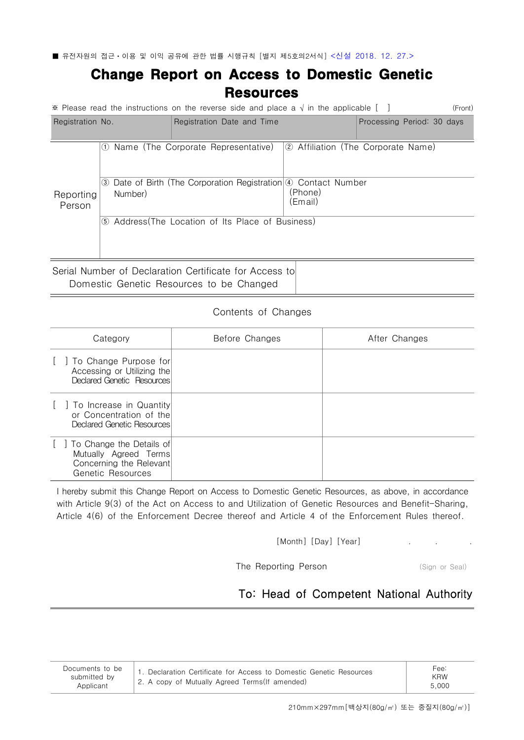■ 유전자원의 접근·이용 및 이익 공유에 관한 법률 시행규칙 [별지 제5호의2서식] <신설 2018. 12. 27.>

# Change Report on Access to Domestic Genetic Resources

※ Please read the instructions on the reverse side and place a √ in the applicable [ ] (Front)

| Registration No. | Registration Date and Time | Processing Period: 30 days |
|---|---|---|

| Reporting Person | ① Name (The Corporate Representative) | ② Affiliation (The Corporate Name) |
|---|---|---|
| | ③ Date of Birth (The Corporation Registration Number) | ④ Contact Number (Phone) (Email) |
| | ⑤ Address(The Location of Its Place of Business) | |

| Serial Number of Declaration Certificate for Access to Domestic Genetic Resources to be Changed | |
|---|---|

Contents of Changes

| Category | Before Changes | After Changes |
|---|---|---|
| [ ] To Change Purpose for Accessing or Utilizing the Declared Genetic Resources | | |
| [ ] To Increase in Quantity or Concentration of the Declared Genetic Resources | | |
| [ ] To Change the Details of Mutually Agreed Terms Concerning the Relevant Genetic Resources | | |

I hereby submit this Change Report on Access to Domestic Genetic Resources, as above, in accordance with Article 9(3) of the Act on Access to and Utilization of Genetic Resources and Benefit-Sharing, Article 4(6) of the Enforcement Decree thereof and Article 4 of the Enforcement Rules thereof.

[Month] [Day] [Year] . . .

The Reporting Person (Sign or Seal)

## To: Head of Competent National Authority

| Documents to be submitted by Applicant | 1. Declaration Certificate for Access to Domestic Genetic Resources<br>2. A copy of Mutually Agreed Terms(If amended) | Fee: KRW 5,000 |
|---|---|---|

210mm×297mm[백상지(80g/㎡) 또는 중질지(80g/㎡)]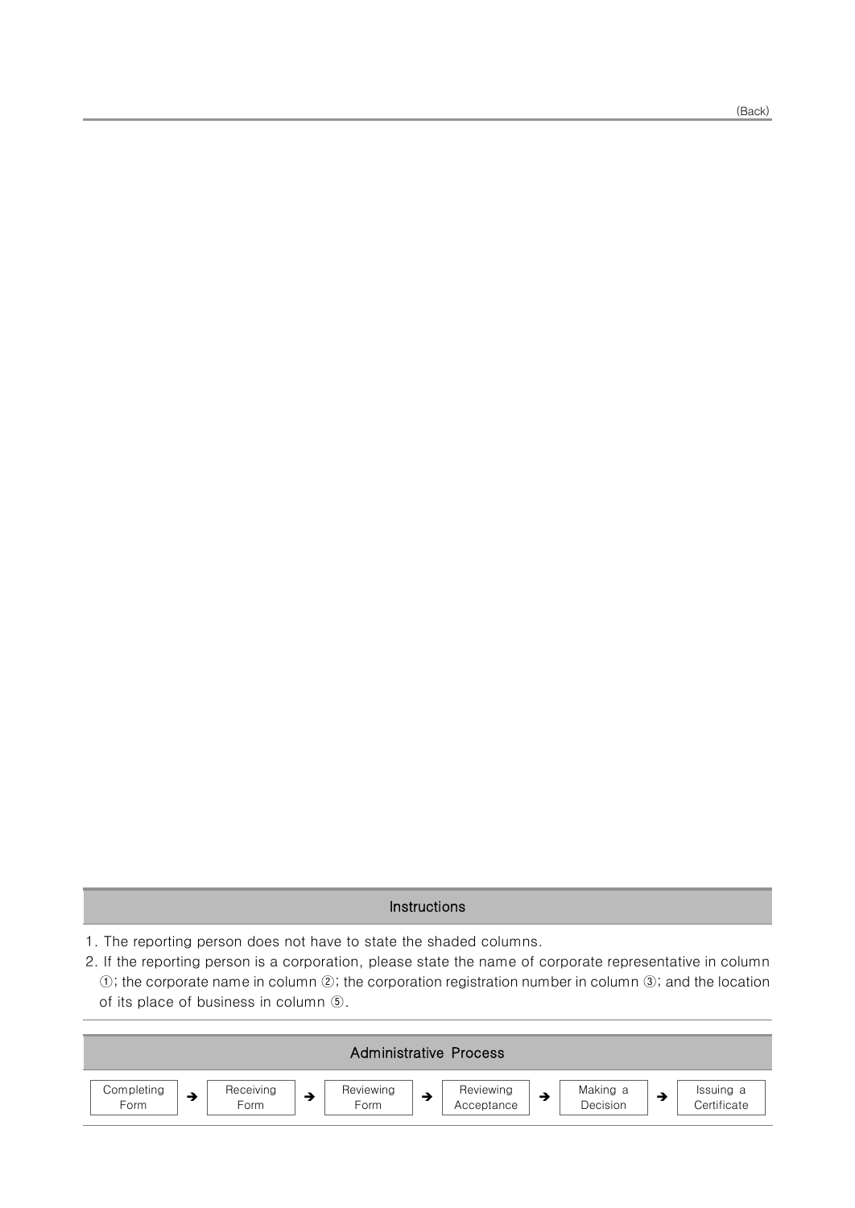(Back)

## Instructions

1. The reporting person does not have to state the shaded columns.
2. If the reporting person is a corporation, please state the name of corporate representative in column ①; the corporate name in column ②; the corporation registration number in column ③; and the location of its place of business in column ⑤.

## Administrative Process

Completing Form ➔ Receiving Form ➔ Reviewing Form ➔ Reviewing Acceptance ➔ Making a Decision ➔ Issuing a Certificate